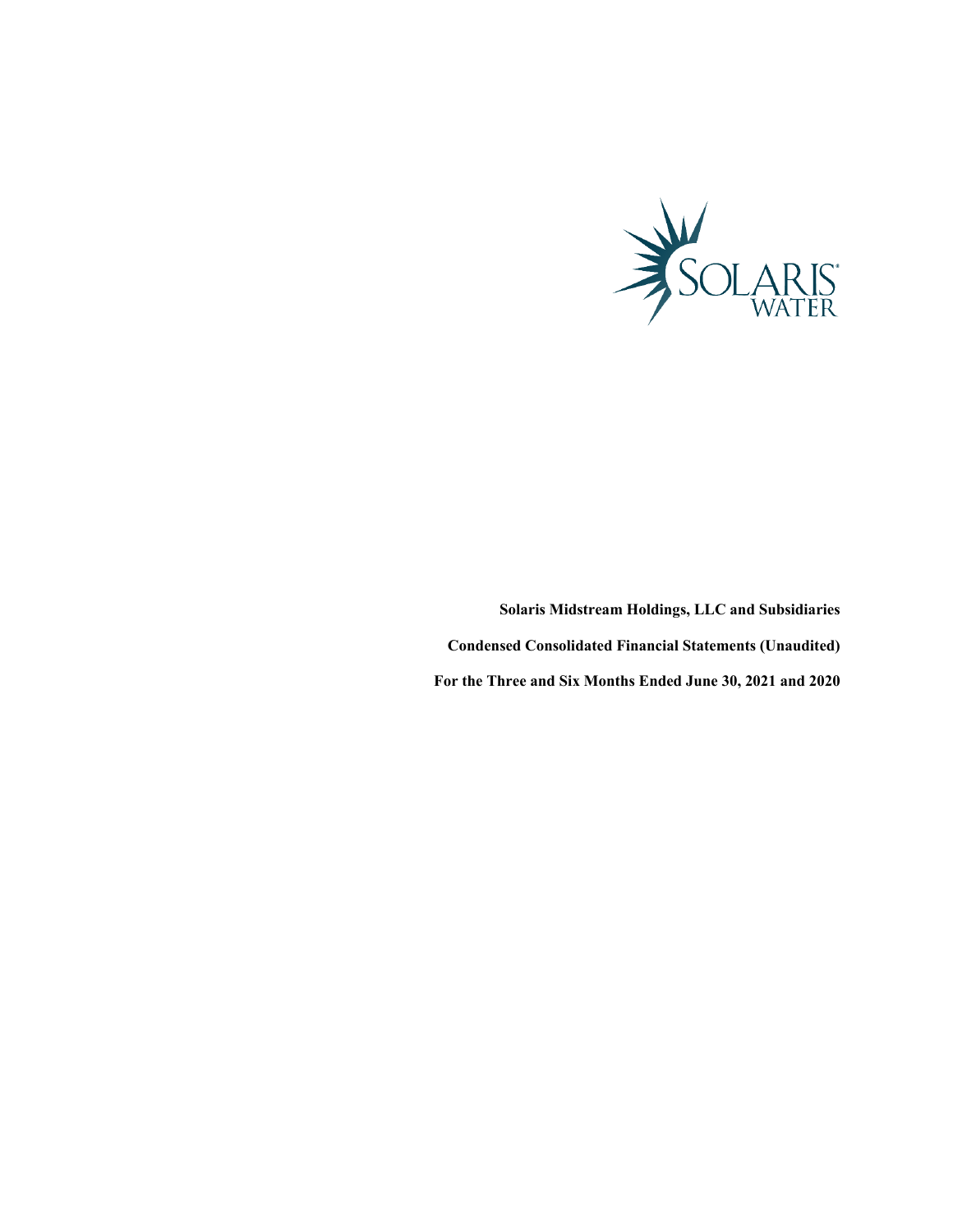**Solaris Midstream Holdings, LLC and Subsidiaries**

**Condensed Consolidated Financial Statements (Unaudited)**

**For the Three and Six Months Ended June 30, 2021 and 2020**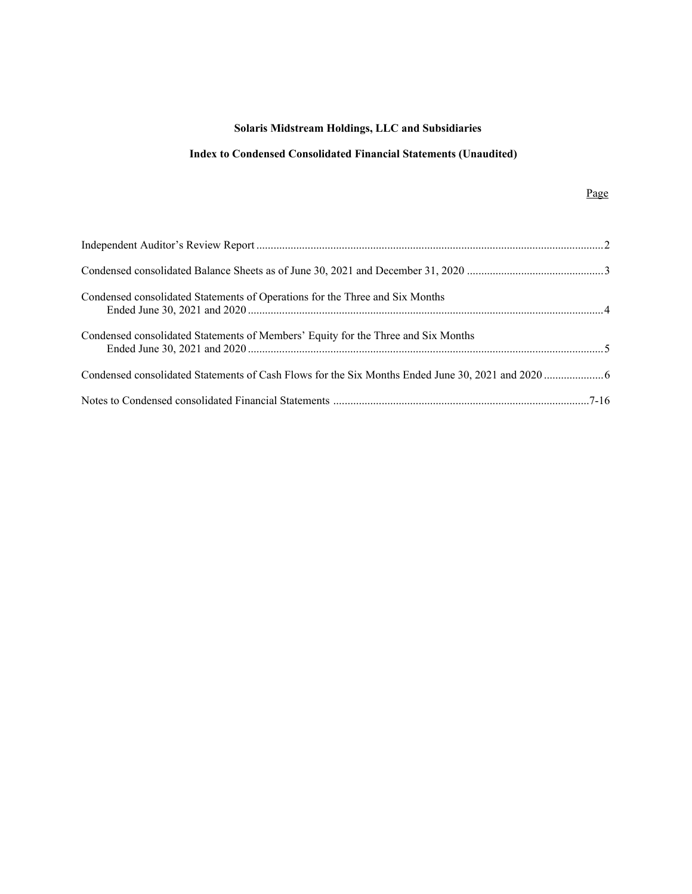# Solaris Midstream Holdings, LLC and Subsidiaries

## Index to Condensed Consolidated Financial Statements (Unaudited)

| | Page |
|---|---|
| Independent Auditor's Review Report | 2 |
| Condensed consolidated Balance Sheets as of June 30, 2021 and December 31, 2020 | 3 |
| Condensed consolidated Statements of Operations for the Three and Six Months Ended June 30, 2021 and 2020 | 4 |
| Condensed consolidated Statements of Members' Equity for the Three and Six Months Ended June 30, 2021 and 2020 | 5 |
| Condensed consolidated Statements of Cash Flows for the Six Months Ended June 30, 2021 and 2020 | 6 |
| Notes to Condensed consolidated Financial Statements | 7-16 |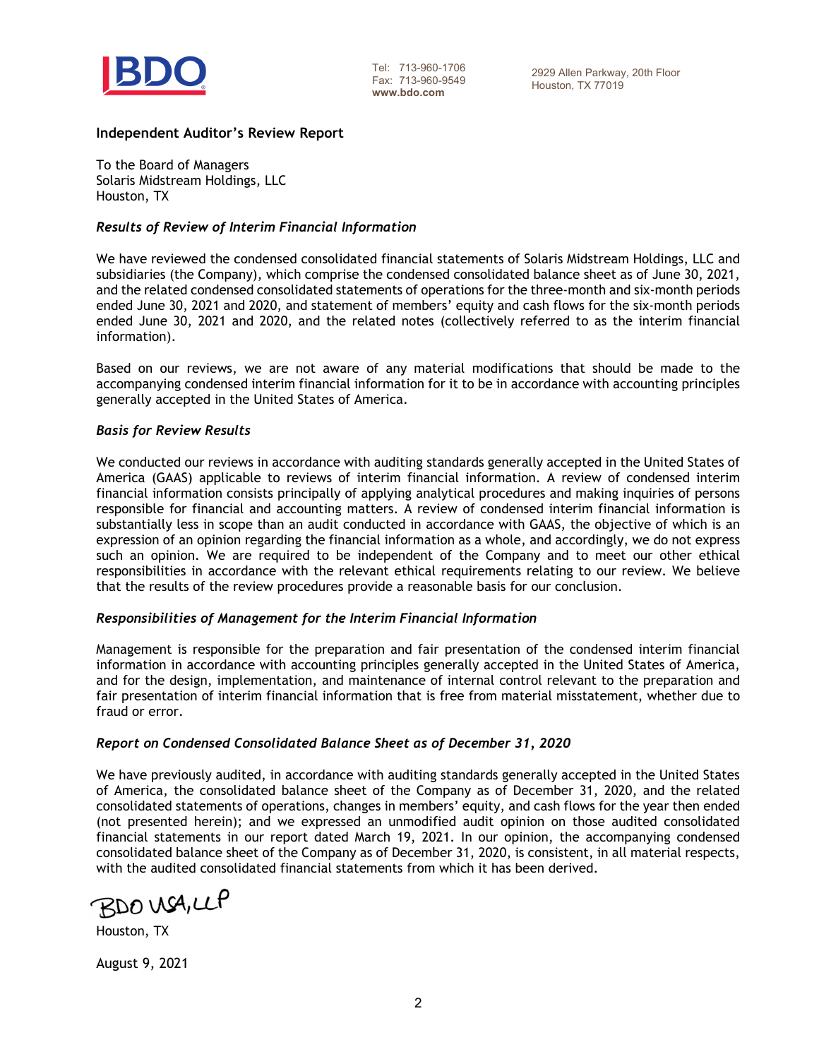BDO

Tel: 713-960-1706
Fax: 713-960-9549
www.bdo.com

2929 Allen Parkway, 20th Floor
Houston, TX 77019

## Independent Auditor's Review Report

To the Board of Managers
Solaris Midstream Holdings, LLC
Houston, TX

### *Results of Review of Interim Financial Information*

We have reviewed the condensed consolidated financial statements of Solaris Midstream Holdings, LLC and subsidiaries (the Company), which comprise the condensed consolidated balance sheet as of June 30, 2021, and the related condensed consolidated statements of operations for the three-month and six-month periods ended June 30, 2021 and 2020, and statement of members' equity and cash flows for the six-month periods ended June 30, 2021 and 2020, and the related notes (collectively referred to as the interim financial information).

Based on our reviews, we are not aware of any material modifications that should be made to the accompanying condensed interim financial information for it to be in accordance with accounting principles generally accepted in the United States of America.

### *Basis for Review Results*

We conducted our reviews in accordance with auditing standards generally accepted in the United States of America (GAAS) applicable to reviews of interim financial information. A review of condensed interim financial information consists principally of applying analytical procedures and making inquiries of persons responsible for financial and accounting matters. A review of condensed interim financial information is substantially less in scope than an audit conducted in accordance with GAAS, the objective of which is an expression of an opinion regarding the financial information as a whole, and accordingly, we do not express such an opinion. We are required to be independent of the Company and to meet our other ethical responsibilities in accordance with the relevant ethical requirements relating to our review. We believe that the results of the review procedures provide a reasonable basis for our conclusion.

### *Responsibilities of Management for the Interim Financial Information*

Management is responsible for the preparation and fair presentation of the condensed interim financial information in accordance with accounting principles generally accepted in the United States of America, and for the design, implementation, and maintenance of internal control relevant to the preparation and fair presentation of interim financial information that is free from material misstatement, whether due to fraud or error.

### *Report on Condensed Consolidated Balance Sheet as of December 31, 2020*

We have previously audited, in accordance with auditing standards generally accepted in the United States of America, the consolidated balance sheet of the Company as of December 31, 2020, and the related consolidated statements of operations, changes in members' equity, and cash flows for the year then ended (not presented herein); and we expressed an unmodified audit opinion on those audited consolidated financial statements in our report dated March 19, 2021. In our opinion, the accompanying condensed consolidated balance sheet of the Company as of December 31, 2020, is consistent, in all material respects, with the audited consolidated financial statements from which it has been derived.

BDO USA, LLP

Houston, TX

August 9, 2021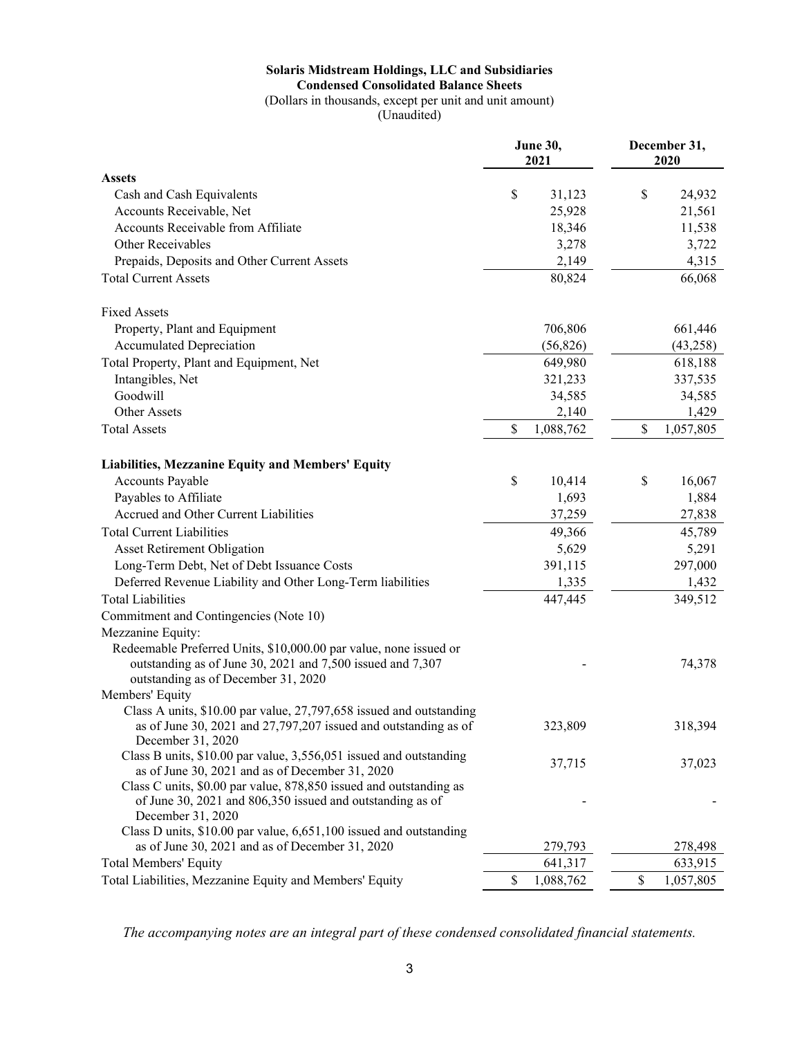**Solaris Midstream Holdings, LLC and Subsidiaries**
**Condensed Consolidated Balance Sheets**
(Dollars in thousands, except per unit and unit amount)
(Unaudited)

| | June 30, 2021 | December 31, 2020 |
|---|---|---|
| **Assets** | | |
| Cash and Cash Equivalents | $ 31,123 | $ 24,932 |
| Accounts Receivable, Net | 25,928 | 21,561 |
| Accounts Receivable from Affiliate | 18,346 | 11,538 |
| Other Receivables | 3,278 | 3,722 |
| Prepaids, Deposits and Other Current Assets | 2,149 | 4,315 |
| Total Current Assets | 80,824 | 66,068 |
| | | |
| Fixed Assets | | |
| Property, Plant and Equipment | 706,806 | 661,446 |
| Accumulated Depreciation | (56,826) | (43,258) |
| Total Property, Plant and Equipment, Net | 649,980 | 618,188 |
| Intangibles, Net | 321,233 | 337,535 |
| Goodwill | 34,585 | 34,585 |
| Other Assets | 2,140 | 1,429 |
| Total Assets | $ 1,088,762 | $ 1,057,805 |
| | | |
| **Liabilities, Mezzanine Equity and Members' Equity** | | |
| Accounts Payable | $ 10,414 | $ 16,067 |
| Payables to Affiliate | 1,693 | 1,884 |
| Accrued and Other Current Liabilities | 37,259 | 27,838 |
| Total Current Liabilities | 49,366 | 45,789 |
| Asset Retirement Obligation | 5,629 | 5,291 |
| Long-Term Debt, Net of Debt Issuance Costs | 391,115 | 297,000 |
| Deferred Revenue Liability and Other Long-Term liabilities | 1,335 | 1,432 |
| Total Liabilities | 447,445 | 349,512 |
| Commitment and Contingencies (Note 10) | | |
| Mezzanine Equity: | | |
| Redeemable Preferred Units, $10,000.00 par value, none issued or outstanding as of June 30, 2021 and 7,500 issued and 7,307 outstanding as of December 31, 2020 | - | 74,378 |
| Members' Equity | | |
| Class A units, $10.00 par value, 27,797,658 issued and outstanding as of June 30, 2021 and 27,797,207 issued and outstanding as of December 31, 2020 | 323,809 | 318,394 |
| Class B units, $10.00 par value, 3,556,051 issued and outstanding as of June 30, 2021 and as of December 31, 2020 | 37,715 | 37,023 |
| Class C units, $0.00 par value, 878,850 issued and outstanding as of June 30, 2021 and 806,350 issued and outstanding as of December 31, 2020 | - | - |
| Class D units, $10.00 par value, 6,651,100 issued and outstanding as of June 30, 2021 and as of December 31, 2020 | 279,793 | 278,498 |
| Total Members' Equity | 641,317 | 633,915 |
| Total Liabilities, Mezzanine Equity and Members' Equity | $ 1,088,762 | $ 1,057,805 |

*The accompanying notes are an integral part of these condensed consolidated financial statements.*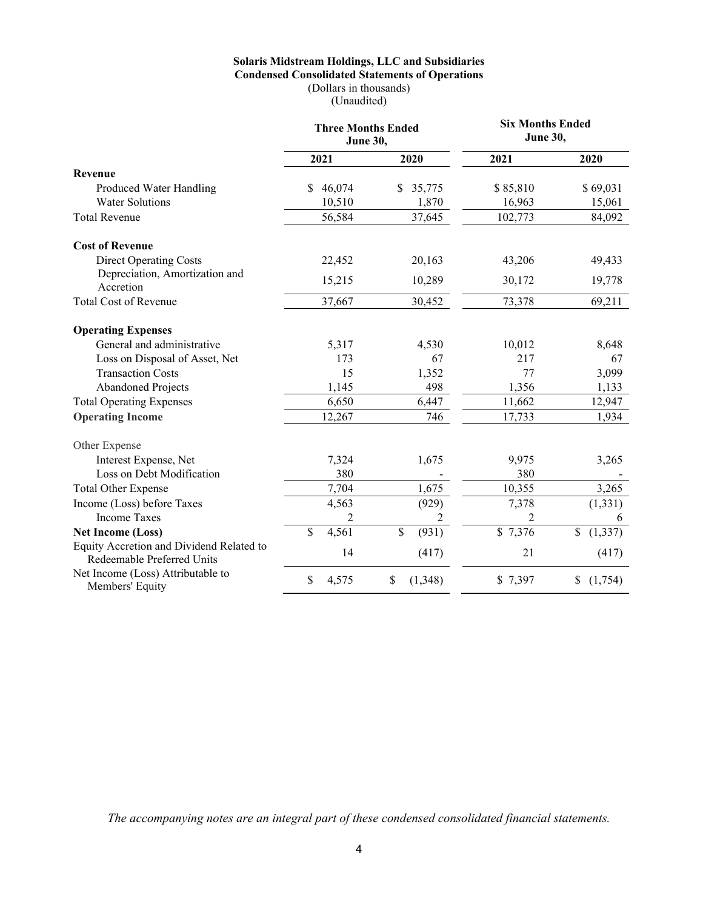**Solaris Midstream Holdings, LLC and Subsidiaries**
**Condensed Consolidated Statements of Operations**
(Dollars in thousands)
(Unaudited)

| | Three Months Ended June 30, | | Six Months Ended June 30, | |
|---|---|---|---|---|
| | 2021 | 2020 | 2021 | 2020 |
| **Revenue** | | | | |
| Produced Water Handling | $ 46,074 | $ 35,775 | $ 85,810 | $ 69,031 |
| Water Solutions | 10,510 | 1,870 | 16,963 | 15,061 |
| Total Revenue | 56,584 | 37,645 | 102,773 | 84,092 |
| **Cost of Revenue** | | | | |
| Direct Operating Costs | 22,452 | 20,163 | 43,206 | 49,433 |
| Depreciation, Amortization and Accretion | 15,215 | 10,289 | 30,172 | 19,778 |
| Total Cost of Revenue | 37,667 | 30,452 | 73,378 | 69,211 |
| **Operating Expenses** | | | | |
| General and administrative | 5,317 | 4,530 | 10,012 | 8,648 |
| Loss on Disposal of Asset, Net | 173 | 67 | 217 | 67 |
| Transaction Costs | 15 | 1,352 | 77 | 3,099 |
| Abandoned Projects | 1,145 | 498 | 1,356 | 1,133 |
| Total Operating Expenses | 6,650 | 6,447 | 11,662 | 12,947 |
| **Operating Income** | 12,267 | 746 | 17,733 | 1,934 |
| Other Expense | | | | |
| Interest Expense, Net | 7,324 | 1,675 | 9,975 | 3,265 |
| Loss on Debt Modification | 380 | - | 380 | - |
| Total Other Expense | 7,704 | 1,675 | 10,355 | 3,265 |
| Income (Loss) before Taxes | 4,563 | (929) | 7,378 | (1,331) |
| Income Taxes | 2 | 2 | 2 | 6 |
| **Net Income (Loss)** | $ 4,561 | $ (931) | $ 7,376 | $ (1,337) |
| Equity Accretion and Dividend Related to Redeemable Preferred Units | 14 | (417) | 21 | (417) |
| Net Income (Loss) Attributable to Members' Equity | $ 4,575 | $ (1,348) | $ 7,397 | $ (1,754) |

*The accompanying notes are an integral part of these condensed consolidated financial statements.*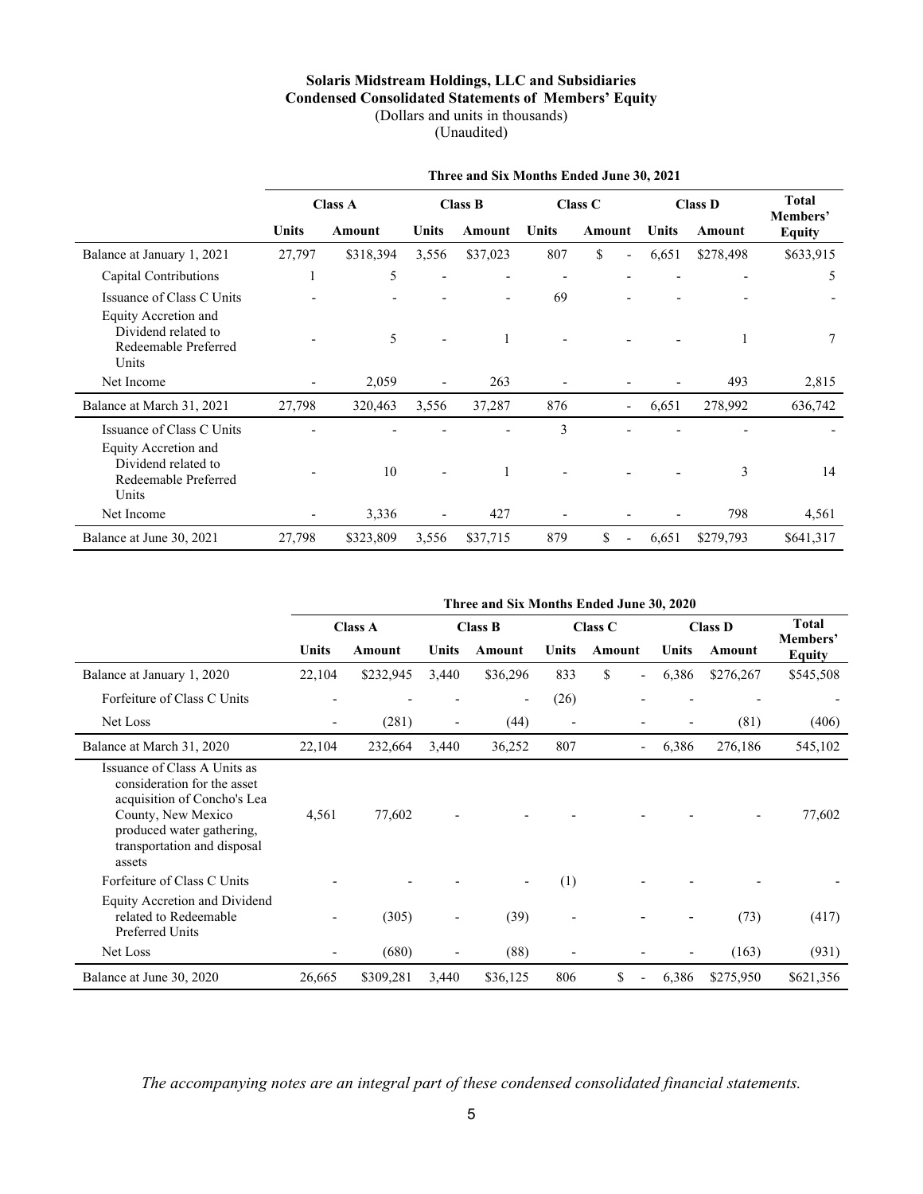# Solaris Midstream Holdings, LLC and Subsidiaries
## Condensed Consolidated Statements of Members' Equity
(Dollars and units in thousands)
(Unaudited)

| | Three and Six Months Ended June 30, 2021 | | | | | | | | |
|---|---|---|---|---|---|---|---|---|---|
| | Class A | | Class B | | Class C | | Class D | | Total Members' Equity |
| | Units | Amount | Units | Amount | Units | Amount | Units | Amount | |
| Balance at January 1, 2021 | 27,797 | $318,394 | 3,556 | $37,023 | 807 | $ - | 6,651 | $278,498 | $633,915 |
| Capital Contributions | 1 | 5 | - | - | - | - | - | - | 5 |
| Issuance of Class C Units | - | - | - | - | 69 | - | - | - | - |
| Equity Accretion and Dividend related to Redeemable Preferred Units | - | 5 | - | 1 | - | - | - | 1 | 7 |
| Net Income | - | 2,059 | - | 263 | - | - | - | 493 | 2,815 |
| Balance at March 31, 2021 | 27,798 | 320,463 | 3,556 | 37,287 | 876 | - | 6,651 | 278,992 | 636,742 |
| Issuance of Class C Units | - | - | - | - | 3 | - | - | - | - |
| Equity Accretion and Dividend related to Redeemable Preferred Units | - | 10 | - | 1 | - | - | - | 3 | 14 |
| Net Income | - | 3,336 | - | 427 | - | - | - | 798 | 4,561 |
| Balance at June 30, 2021 | 27,798 | $323,809 | 3,556 | $37,715 | 879 | $ - | 6,651 | $279,793 | $641,317 |

| | Three and Six Months Ended June 30, 2020 | | | | | | | | |
|---|---|---|---|---|---|---|---|---|---|
| | Class A | | Class B | | Class C | | Class D | | Total Members' Equity |
| | Units | Amount | Units | Amount | Units | Amount | Units | Amount | |
| Balance at January 1, 2020 | 22,104 | $232,945 | 3,440 | $36,296 | 833 | $ - | 6,386 | $276,267 | $545,508 |
| Forfeiture of Class C Units | - | - | - | - | (26) | - | - | - | - |
| Net Loss | - | (281) | - | (44) | - | - | - | (81) | (406) |
| Balance at March 31, 2020 | 22,104 | 232,664 | 3,440 | 36,252 | 807 | - | 6,386 | 276,186 | 545,102 |
| Issuance of Class A Units as consideration for the asset acquisition of Concho's Lea County, New Mexico produced water gathering, transportation and disposal assets | 4,561 | 77,602 | - | - | - | - | - | - | 77,602 |
| Forfeiture of Class C Units | - | - | - | - | (1) | - | - | - | - |
| Equity Accretion and Dividend related to Redeemable Preferred Units | - | (305) | - | (39) | - | - | - | (73) | (417) |
| Net Loss | - | (680) | - | (88) | - | - | - | (163) | (931) |
| Balance at June 30, 2020 | 26,665 | $309,281 | 3,440 | $36,125 | 806 | $ - | 6,386 | $275,950 | $621,356 |

*The accompanying notes are an integral part of these condensed consolidated financial statements.*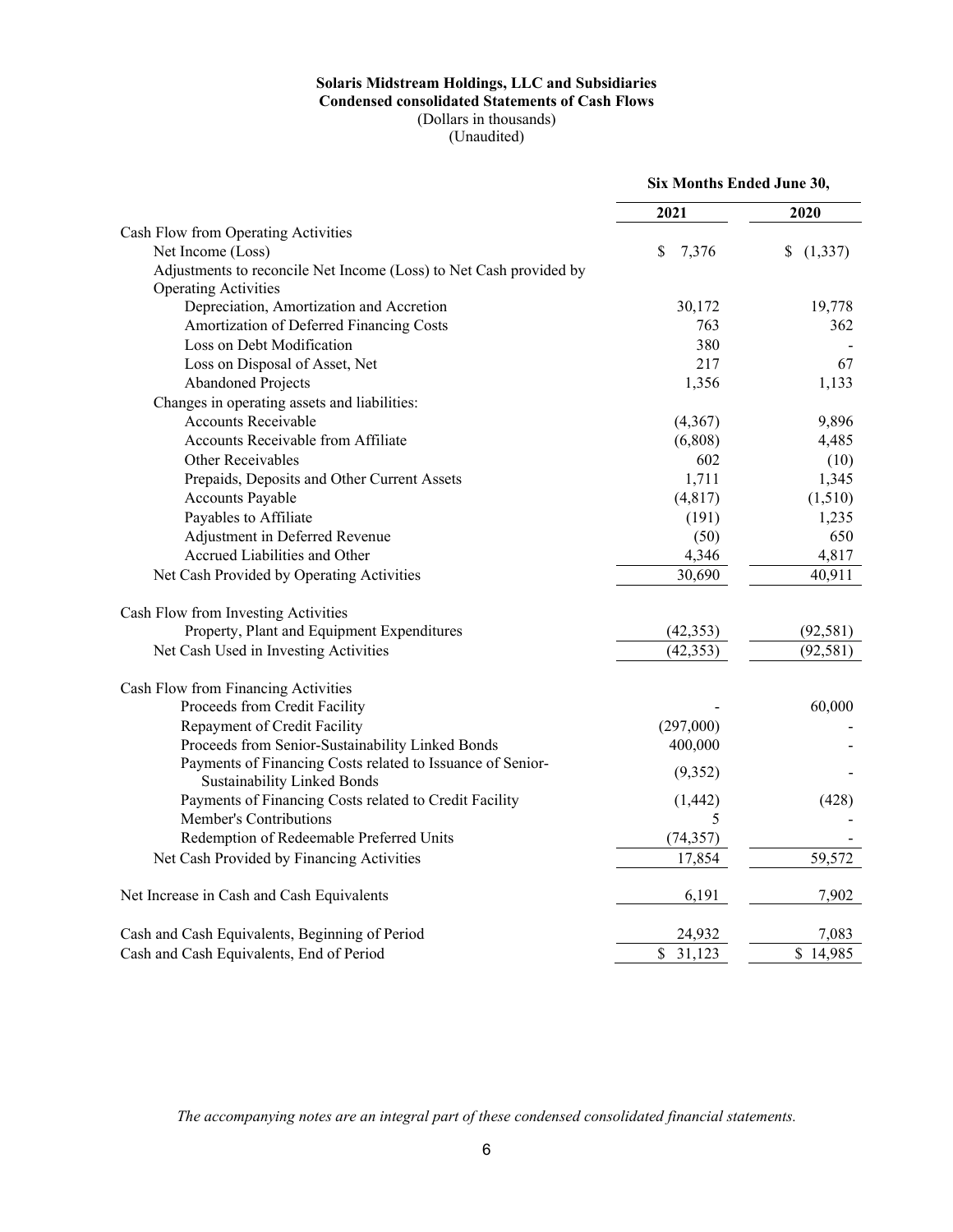**Solaris Midstream Holdings, LLC and Subsidiaries**
**Condensed consolidated Statements of Cash Flows**
(Dollars in thousands)
(Unaudited)

| | Six Months Ended June 30, | |
|---|---|---|
| | **2021** | **2020** |
| Cash Flow from Operating Activities | | |
| Net Income (Loss) | $ 7,376 | $ (1,337) |
| Adjustments to reconcile Net Income (Loss) to Net Cash provided by Operating Activities | | |
| Depreciation, Amortization and Accretion | 30,172 | 19,778 |
| Amortization of Deferred Financing Costs | 763 | 362 |
| Loss on Debt Modification | 380 | - |
| Loss on Disposal of Asset, Net | 217 | 67 |
| Abandoned Projects | 1,356 | 1,133 |
| Changes in operating assets and liabilities: | | |
| Accounts Receivable | (4,367) | 9,896 |
| Accounts Receivable from Affiliate | (6,808) | 4,485 |
| Other Receivables | 602 | (10) |
| Prepaids, Deposits and Other Current Assets | 1,711 | 1,345 |
| Accounts Payable | (4,817) | (1,510) |
| Payables to Affiliate | (191) | 1,235 |
| Adjustment in Deferred Revenue | (50) | 650 |
| Accrued Liabilities and Other | 4,346 | 4,817 |
| Net Cash Provided by Operating Activities | 30,690 | 40,911 |
| | | |
| Cash Flow from Investing Activities | | |
| Property, Plant and Equipment Expenditures | (42,353) | (92,581) |
| Net Cash Used in Investing Activities | (42,353) | (92,581) |
| | | |
| Cash Flow from Financing Activities | | |
| Proceeds from Credit Facility | - | 60,000 |
| Repayment of Credit Facility | (297,000) | - |
| Proceeds from Senior-Sustainability Linked Bonds | 400,000 | - |
| Payments of Financing Costs related to Issuance of Senior-Sustainability Linked Bonds | (9,352) | - |
| Payments of Financing Costs related to Credit Facility | (1,442) | (428) |
| Member's Contributions | 5 | - |
| Redemption of Redeemable Preferred Units | (74,357) | - |
| Net Cash Provided by Financing Activities | 17,854 | 59,572 |
| | | |
| Net Increase in Cash and Cash Equivalents | 6,191 | 7,902 |
| | | |
| Cash and Cash Equivalents, Beginning of Period | 24,932 | 7,083 |
| Cash and Cash Equivalents, End of Period | $ 31,123 | $ 14,985 |

*The accompanying notes are an integral part of these condensed consolidated financial statements.*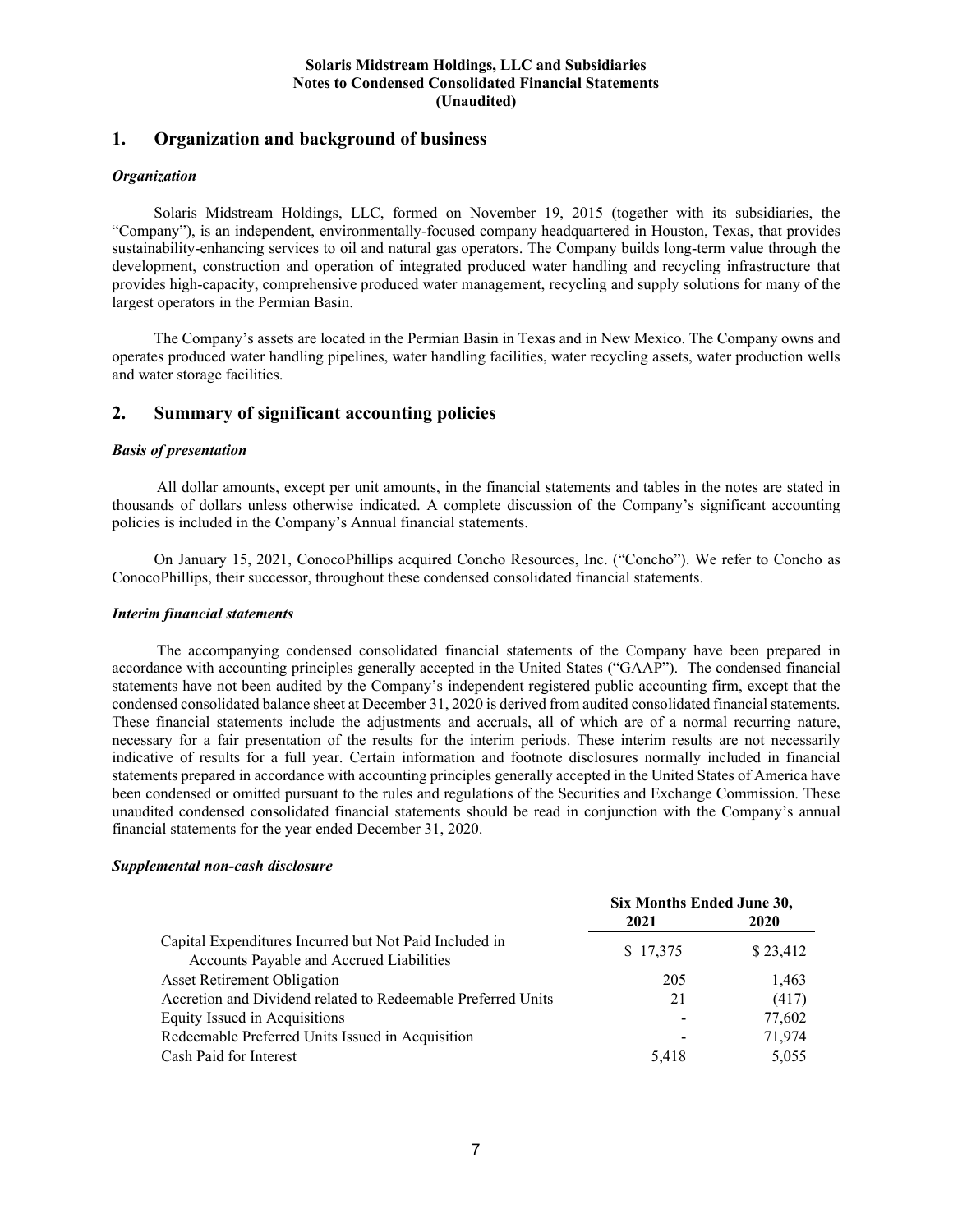Solaris Midstream Holdings, LLC and Subsidiaries
Notes to Condensed Consolidated Financial Statements
(Unaudited)

## 1. Organization and background of business

### *Organization*

Solaris Midstream Holdings, LLC, formed on November 19, 2015 (together with its subsidiaries, the "Company"), is an independent, environmentally-focused company headquartered in Houston, Texas, that provides sustainability-enhancing services to oil and natural gas operators. The Company builds long-term value through the development, construction and operation of integrated produced water handling and recycling infrastructure that provides high-capacity, comprehensive produced water management, recycling and supply solutions for many of the largest operators in the Permian Basin.

The Company's assets are located in the Permian Basin in Texas and in New Mexico. The Company owns and operates produced water handling pipelines, water handling facilities, water recycling assets, water production wells and water storage facilities.

## 2. Summary of significant accounting policies

### *Basis of presentation*

All dollar amounts, except per unit amounts, in the financial statements and tables in the notes are stated in thousands of dollars unless otherwise indicated. A complete discussion of the Company's significant accounting policies is included in the Company's Annual financial statements.

On January 15, 2021, ConocoPhillips acquired Concho Resources, Inc. ("Concho"). We refer to Concho as ConocoPhillips, their successor, throughout these condensed consolidated financial statements.

### *Interim financial statements*

The accompanying condensed consolidated financial statements of the Company have been prepared in accordance with accounting principles generally accepted in the United States ("GAAP"). The condensed financial statements have not been audited by the Company's independent registered public accounting firm, except that the condensed consolidated balance sheet at December 31, 2020 is derived from audited consolidated financial statements. These financial statements include the adjustments and accruals, all of which are of a normal recurring nature, necessary for a fair presentation of the results for the interim periods. These interim results are not necessarily indicative of results for a full year. Certain information and footnote disclosures normally included in financial statements prepared in accordance with accounting principles generally accepted in the United States of America have been condensed or omitted pursuant to the rules and regulations of the Securities and Exchange Commission. These unaudited condensed consolidated financial statements should be read in conjunction with the Company's annual financial statements for the year ended December 31, 2020.

### *Supplemental non-cash disclosure*

| | Six Months Ended June 30, | |
|---|---|---|
| | 2021 | 2020 |
| Capital Expenditures Incurred but Not Paid Included in Accounts Payable and Accrued Liabilities | $ 17,375 | $ 23,412 |
| Asset Retirement Obligation | 205 | 1,463 |
| Accretion and Dividend related to Redeemable Preferred Units | 21 | (417) |
| Equity Issued in Acquisitions | - | 77,602 |
| Redeemable Preferred Units Issued in Acquisition | - | 71,974 |
| Cash Paid for Interest | 5,418 | 5,055 |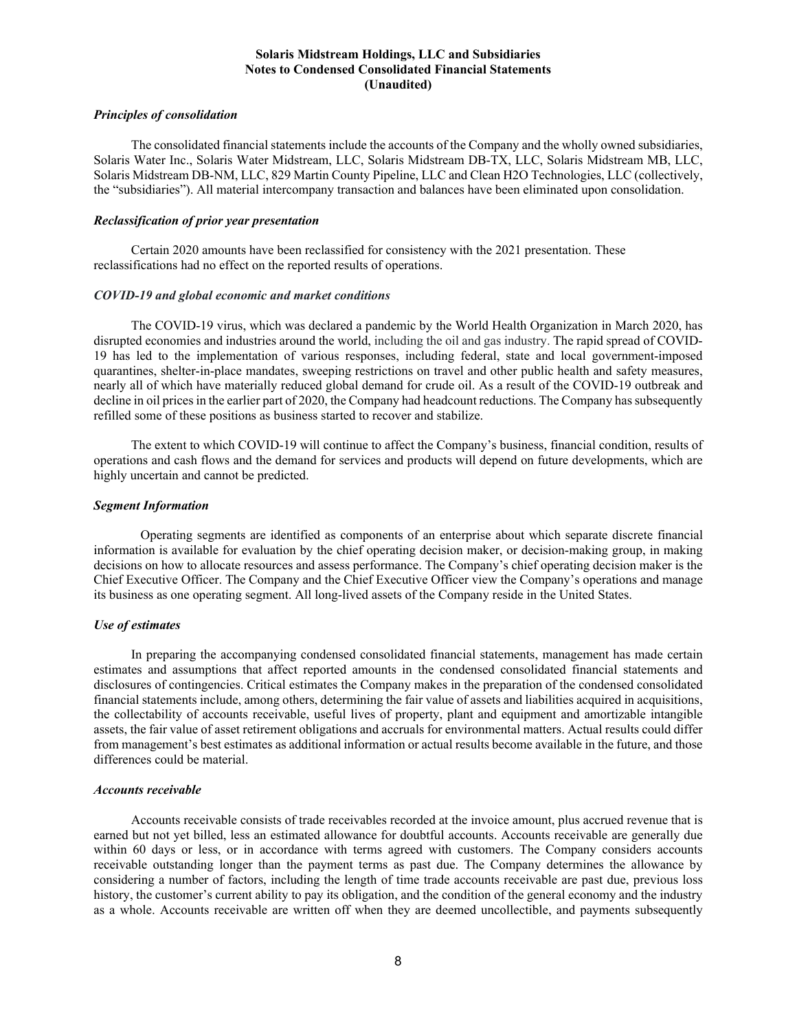### *Principles of consolidation*

The consolidated financial statements include the accounts of the Company and the wholly owned subsidiaries, Solaris Water Inc., Solaris Water Midstream, LLC, Solaris Midstream DB-TX, LLC, Solaris Midstream MB, LLC, Solaris Midstream DB-NM, LLC, 829 Martin County Pipeline, LLC and Clean H2O Technologies, LLC (collectively, the "subsidiaries"). All material intercompany transaction and balances have been eliminated upon consolidation.

### *Reclassification of prior year presentation*

Certain 2020 amounts have been reclassified for consistency with the 2021 presentation. These reclassifications had no effect on the reported results of operations.

### *COVID-19 and global economic and market conditions*

The COVID-19 virus, which was declared a pandemic by the World Health Organization in March 2020, has disrupted economies and industries around the world, including the oil and gas industry. The rapid spread of COVID-19 has led to the implementation of various responses, including federal, state and local government-imposed quarantines, shelter-in-place mandates, sweeping restrictions on travel and other public health and safety measures, nearly all of which have materially reduced global demand for crude oil. As a result of the COVID-19 outbreak and decline in oil prices in the earlier part of 2020, the Company had headcount reductions. The Company has subsequently refilled some of these positions as business started to recover and stabilize.

The extent to which COVID-19 will continue to affect the Company's business, financial condition, results of operations and cash flows and the demand for services and products will depend on future developments, which are highly uncertain and cannot be predicted.

### *Segment Information*

Operating segments are identified as components of an enterprise about which separate discrete financial information is available for evaluation by the chief operating decision maker, or decision-making group, in making decisions on how to allocate resources and assess performance. The Company's chief operating decision maker is the Chief Executive Officer. The Company and the Chief Executive Officer view the Company's operations and manage its business as one operating segment. All long-lived assets of the Company reside in the United States.

### *Use of estimates*

In preparing the accompanying condensed consolidated financial statements, management has made certain estimates and assumptions that affect reported amounts in the condensed consolidated financial statements and disclosures of contingencies. Critical estimates the Company makes in the preparation of the condensed consolidated financial statements include, among others, determining the fair value of assets and liabilities acquired in acquisitions, the collectability of accounts receivable, useful lives of property, plant and equipment and amortizable intangible assets, the fair value of asset retirement obligations and accruals for environmental matters. Actual results could differ from management's best estimates as additional information or actual results become available in the future, and those differences could be material.

### *Accounts receivable*

Accounts receivable consists of trade receivables recorded at the invoice amount, plus accrued revenue that is earned but not yet billed, less an estimated allowance for doubtful accounts. Accounts receivable are generally due within 60 days or less, or in accordance with terms agreed with customers. The Company considers accounts receivable outstanding longer than the payment terms as past due. The Company determines the allowance by considering a number of factors, including the length of time trade accounts receivable are past due, previous loss history, the customer's current ability to pay its obligation, and the condition of the general economy and the industry as a whole. Accounts receivable are written off when they are deemed uncollectible, and payments subsequently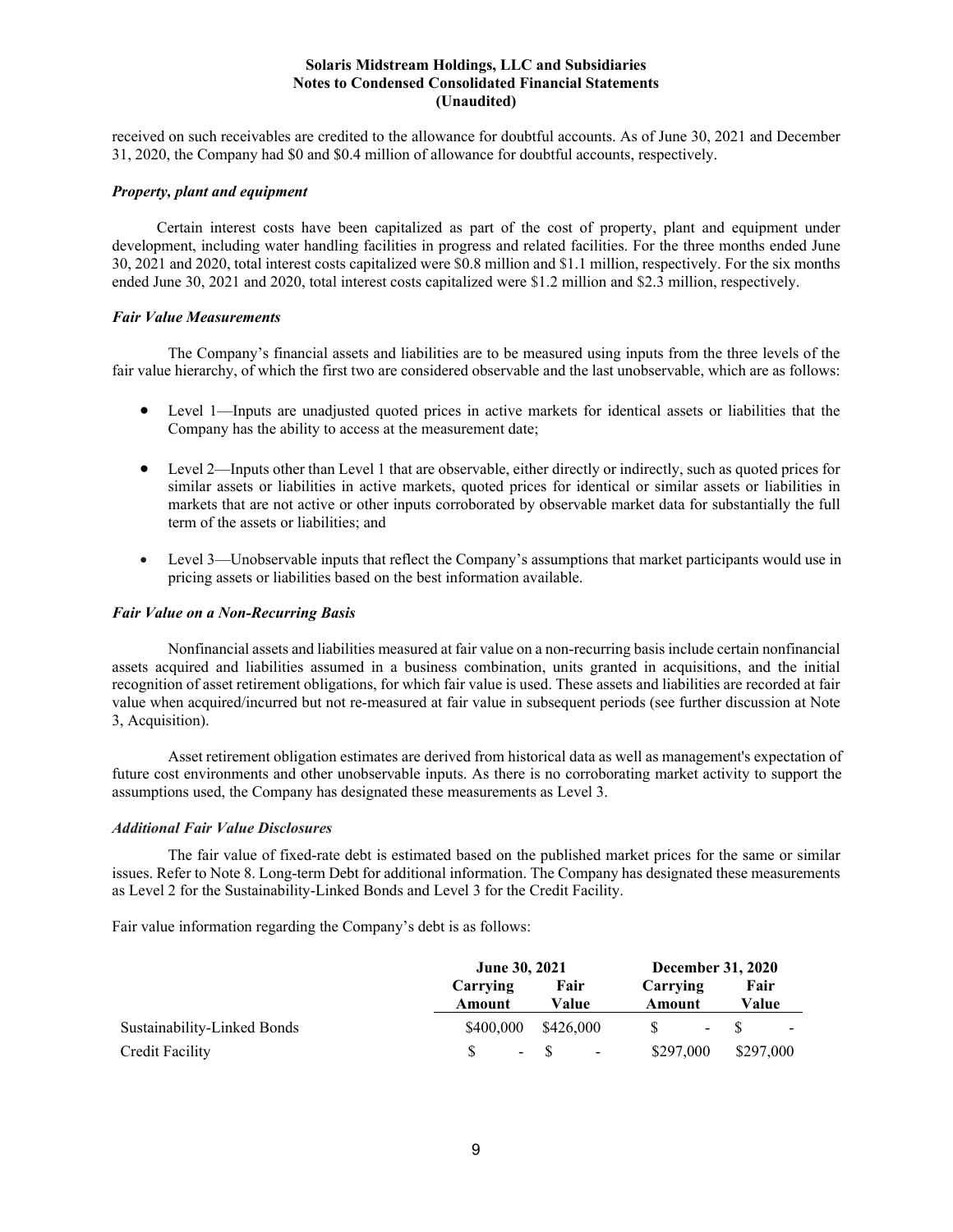received on such receivables are credited to the allowance for doubtful accounts. As of June 30, 2021 and December 31, 2020, the Company had $0 and $0.4 million of allowance for doubtful accounts, respectively.

### *Property, plant and equipment*

Certain interest costs have been capitalized as part of the cost of property, plant and equipment under development, including water handling facilities in progress and related facilities. For the three months ended June 30, 2021 and 2020, total interest costs capitalized were $0.8 million and $1.1 million, respectively. For the six months ended June 30, 2021 and 2020, total interest costs capitalized were $1.2 million and $2.3 million, respectively.

### *Fair Value Measurements*

The Company's financial assets and liabilities are to be measured using inputs from the three levels of the fair value hierarchy, of which the first two are considered observable and the last unobservable, which are as follows:

- Level 1—Inputs are unadjusted quoted prices in active markets for identical assets or liabilities that the Company has the ability to access at the measurement date;
- Level 2—Inputs other than Level 1 that are observable, either directly or indirectly, such as quoted prices for similar assets or liabilities in active markets, quoted prices for identical or similar assets or liabilities in markets that are not active or other inputs corroborated by observable market data for substantially the full term of the assets or liabilities; and
- Level 3—Unobservable inputs that reflect the Company's assumptions that market participants would use in pricing assets or liabilities based on the best information available.

### *Fair Value on a Non-Recurring Basis*

Nonfinancial assets and liabilities measured at fair value on a non-recurring basis include certain nonfinancial assets acquired and liabilities assumed in a business combination, units granted in acquisitions, and the initial recognition of asset retirement obligations, for which fair value is used. These assets and liabilities are recorded at fair value when acquired/incurred but not re-measured at fair value in subsequent periods (see further discussion at Note 3, Acquisition).

Asset retirement obligation estimates are derived from historical data as well as management's expectation of future cost environments and other unobservable inputs. As there is no corroborating market activity to support the assumptions used, the Company has designated these measurements as Level 3.

### *Additional Fair Value Disclosures*

The fair value of fixed-rate debt is estimated based on the published market prices for the same or similar issues. Refer to Note 8. Long-term Debt for additional information. The Company has designated these measurements as Level 2 for the Sustainability-Linked Bonds and Level 3 for the Credit Facility.

Fair value information regarding the Company's debt is as follows:

| | June 30, 2021 | | December 31, 2020 | |
|---|---|---|---|---|
| | Carrying Amount | Fair Value | Carrying Amount | Fair Value |
| Sustainability-Linked Bonds | $400,000 | $426,000 | $ - | $ - |
| Credit Facility | $ - | $ - | $297,000 | $297,000 |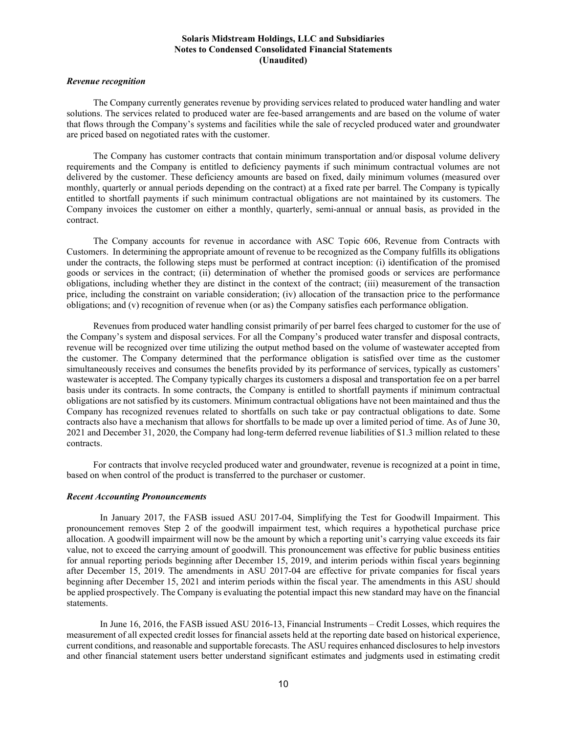### *Revenue recognition*

The Company currently generates revenue by providing services related to produced water handling and water solutions. The services related to produced water are fee-based arrangements and are based on the volume of water that flows through the Company's systems and facilities while the sale of recycled produced water and groundwater are priced based on negotiated rates with the customer.

The Company has customer contracts that contain minimum transportation and/or disposal volume delivery requirements and the Company is entitled to deficiency payments if such minimum contractual volumes are not delivered by the customer. These deficiency amounts are based on fixed, daily minimum volumes (measured over monthly, quarterly or annual periods depending on the contract) at a fixed rate per barrel. The Company is typically entitled to shortfall payments if such minimum contractual obligations are not maintained by its customers. The Company invoices the customer on either a monthly, quarterly, semi-annual or annual basis, as provided in the contract.

The Company accounts for revenue in accordance with ASC Topic 606, Revenue from Contracts with Customers. In determining the appropriate amount of revenue to be recognized as the Company fulfills its obligations under the contracts, the following steps must be performed at contract inception: (i) identification of the promised goods or services in the contract; (ii) determination of whether the promised goods or services are performance obligations, including whether they are distinct in the context of the contract; (iii) measurement of the transaction price, including the constraint on variable consideration; (iv) allocation of the transaction price to the performance obligations; and (v) recognition of revenue when (or as) the Company satisfies each performance obligation.

Revenues from produced water handling consist primarily of per barrel fees charged to customer for the use of the Company's system and disposal services. For all the Company's produced water transfer and disposal contracts, revenue will be recognized over time utilizing the output method based on the volume of wastewater accepted from the customer. The Company determined that the performance obligation is satisfied over time as the customer simultaneously receives and consumes the benefits provided by its performance of services, typically as customers' wastewater is accepted. The Company typically charges its customers a disposal and transportation fee on a per barrel basis under its contracts. In some contracts, the Company is entitled to shortfall payments if minimum contractual obligations are not satisfied by its customers. Minimum contractual obligations have not been maintained and thus the Company has recognized revenues related to shortfalls on such take or pay contractual obligations to date. Some contracts also have a mechanism that allows for shortfalls to be made up over a limited period of time. As of June 30, 2021 and December 31, 2020, the Company had long-term deferred revenue liabilities of $1.3 million related to these contracts.

For contracts that involve recycled produced water and groundwater, revenue is recognized at a point in time, based on when control of the product is transferred to the purchaser or customer.

### *Recent Accounting Pronouncements*

In January 2017, the FASB issued ASU 2017-04, Simplifying the Test for Goodwill Impairment. This pronouncement removes Step 2 of the goodwill impairment test, which requires a hypothetical purchase price allocation. A goodwill impairment will now be the amount by which a reporting unit's carrying value exceeds its fair value, not to exceed the carrying amount of goodwill. This pronouncement was effective for public business entities for annual reporting periods beginning after December 15, 2019, and interim periods within fiscal years beginning after December 15, 2019. The amendments in ASU 2017-04 are effective for private companies for fiscal years beginning after December 15, 2021 and interim periods within the fiscal year. The amendments in this ASU should be applied prospectively. The Company is evaluating the potential impact this new standard may have on the financial statements.

In June 16, 2016, the FASB issued ASU 2016-13, Financial Instruments – Credit Losses, which requires the measurement of all expected credit losses for financial assets held at the reporting date based on historical experience, current conditions, and reasonable and supportable forecasts. The ASU requires enhanced disclosures to help investors and other financial statement users better understand significant estimates and judgments used in estimating credit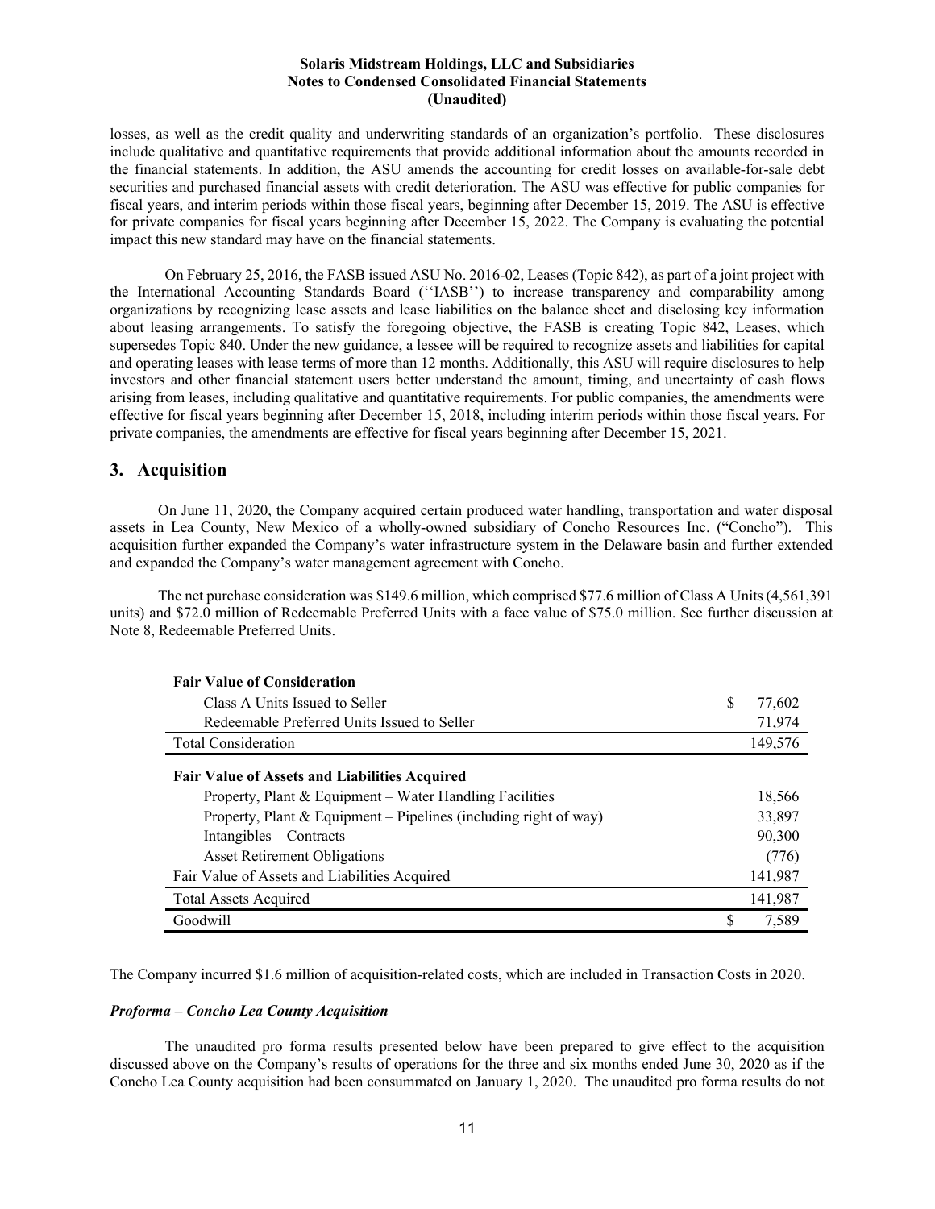losses, as well as the credit quality and underwriting standards of an organization's portfolio. These disclosures include qualitative and quantitative requirements that provide additional information about the amounts recorded in the financial statements. In addition, the ASU amends the accounting for credit losses on available-for-sale debt securities and purchased financial assets with credit deterioration. The ASU was effective for public companies for fiscal years, and interim periods within those fiscal years, beginning after December 15, 2019. The ASU is effective for private companies for fiscal years beginning after December 15, 2022. The Company is evaluating the potential impact this new standard may have on the financial statements.

On February 25, 2016, the FASB issued ASU No. 2016-02, Leases (Topic 842), as part of a joint project with the International Accounting Standards Board (''IASB'') to increase transparency and comparability among organizations by recognizing lease assets and lease liabilities on the balance sheet and disclosing key information about leasing arrangements. To satisfy the foregoing objective, the FASB is creating Topic 842, Leases, which supersedes Topic 840. Under the new guidance, a lessee will be required to recognize assets and liabilities for capital and operating leases with lease terms of more than 12 months. Additionally, this ASU will require disclosures to help investors and other financial statement users better understand the amount, timing, and uncertainty of cash flows arising from leases, including qualitative and quantitative requirements. For public companies, the amendments were effective for fiscal years beginning after December 15, 2018, including interim periods within those fiscal years. For private companies, the amendments are effective for fiscal years beginning after December 15, 2021.

## 3. Acquisition

On June 11, 2020, the Company acquired certain produced water handling, transportation and water disposal assets in Lea County, New Mexico of a wholly-owned subsidiary of Concho Resources Inc. ("Concho"). This acquisition further expanded the Company's water infrastructure system in the Delaware basin and further extended and expanded the Company's water management agreement with Concho.

The net purchase consideration was $149.6 million, which comprised $77.6 million of Class A Units (4,561,391 units) and $72.0 million of Redeemable Preferred Units with a face value of $75.0 million. See further discussion at Note 8, Redeemable Preferred Units.

| **Fair Value of Consideration** | |
|---|---|
| Class A Units Issued to Seller | $ 77,602 |
| Redeemable Preferred Units Issued to Seller | 71,974 |
| Total Consideration | 149,576 |
| **Fair Value of Assets and Liabilities Acquired** | |
| Property, Plant & Equipment – Water Handling Facilities | 18,566 |
| Property, Plant & Equipment – Pipelines (including right of way) | 33,897 |
| Intangibles – Contracts | 90,300 |
| Asset Retirement Obligations | (776) |
| Fair Value of Assets and Liabilities Acquired | 141,987 |
| Total Assets Acquired | 141,987 |
| Goodwill | $ 7,589 |

The Company incurred $1.6 million of acquisition-related costs, which are included in Transaction Costs in 2020.

***Proforma – Concho Lea County Acquisition***

The unaudited pro forma results presented below have been prepared to give effect to the acquisition discussed above on the Company's results of operations for the three and six months ended June 30, 2020 as if the Concho Lea County acquisition had been consummated on January 1, 2020. The unaudited pro forma results do not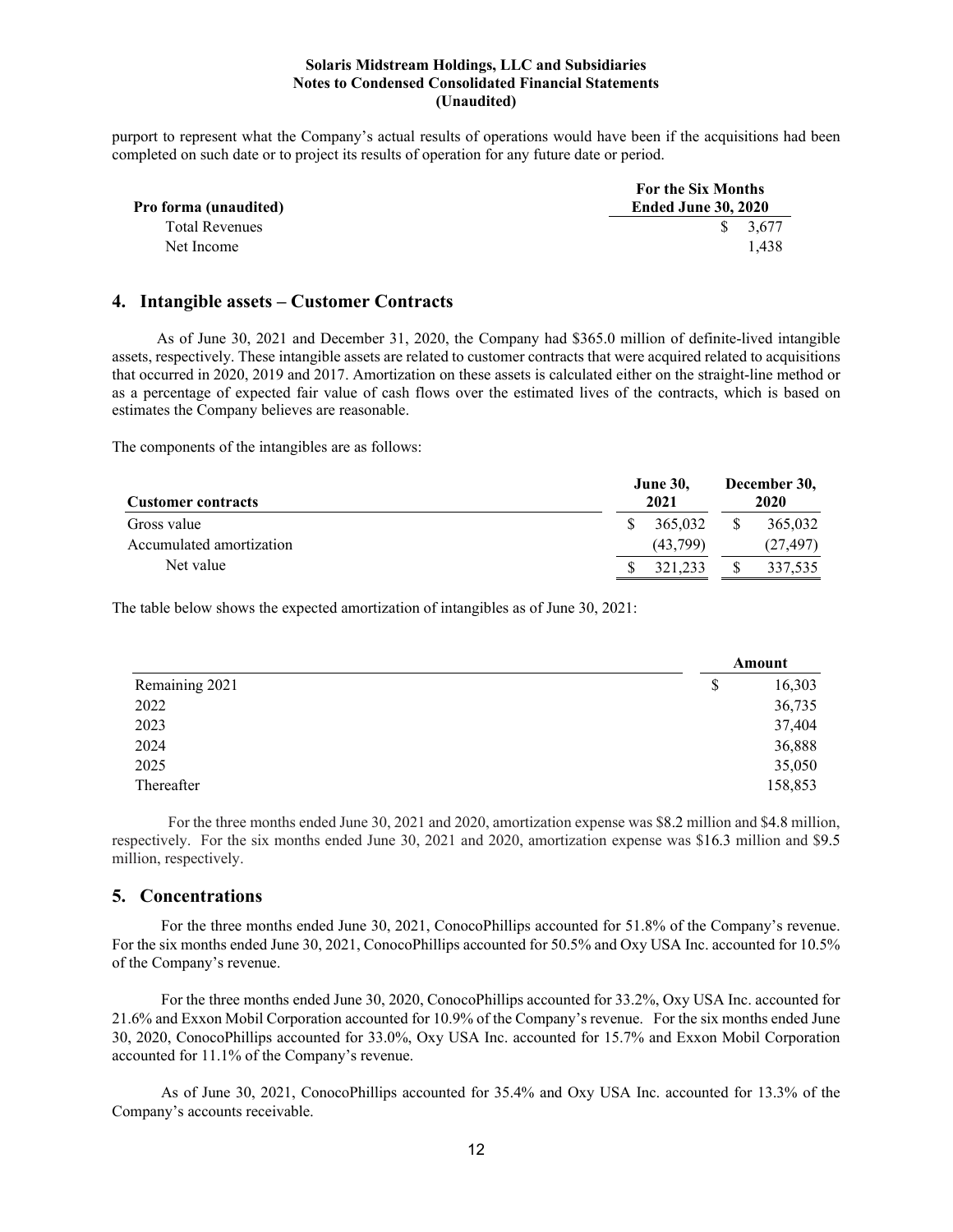purport to represent what the Company's actual results of operations would have been if the acquisitions had been completed on such date or to project its results of operation for any future date or period.

| Pro forma (unaudited) | For the Six Months Ended June 30, 2020 |
|---|---|
| Total Revenues | $ 3,677 |
| Net Income | 1,438 |

## 4. Intangible assets – Customer Contracts

As of June 30, 2021 and December 31, 2020, the Company had $365.0 million of definite-lived intangible assets, respectively. These intangible assets are related to customer contracts that were acquired related to acquisitions that occurred in 2020, 2019 and 2017. Amortization on these assets is calculated either on the straight-line method or as a percentage of expected fair value of cash flows over the estimated lives of the contracts, which is based on estimates the Company believes are reasonable.

The components of the intangibles are as follows:

| Customer contracts | June 30, 2021 | December 30, 2020 |
|---|---|---|
| Gross value | $ 365,032 | $ 365,032 |
| Accumulated amortization | (43,799) | (27,497) |
| Net value | $ 321,233 | $ 337,535 |

The table below shows the expected amortization of intangibles as of June 30, 2021:

| | Amount |
|---|---|
| Remaining 2021 | $ 16,303 |
| 2022 | 36,735 |
| 2023 | 37,404 |
| 2024 | 36,888 |
| 2025 | 35,050 |
| Thereafter | 158,853 |

For the three months ended June 30, 2021 and 2020, amortization expense was $8.2 million and $4.8 million, respectively. For the six months ended June 30, 2021 and 2020, amortization expense was $16.3 million and $9.5 million, respectively.

## 5. Concentrations

For the three months ended June 30, 2021, ConocoPhillips accounted for 51.8% of the Company's revenue. For the six months ended June 30, 2021, ConocoPhillips accounted for 50.5% and Oxy USA Inc. accounted for 10.5% of the Company's revenue.

For the three months ended June 30, 2020, ConocoPhillips accounted for 33.2%, Oxy USA Inc. accounted for 21.6% and Exxon Mobil Corporation accounted for 10.9% of the Company's revenue. For the six months ended June 30, 2020, ConocoPhillips accounted for 33.0%, Oxy USA Inc. accounted for 15.7% and Exxon Mobil Corporation accounted for 11.1% of the Company's revenue.

As of June 30, 2021, ConocoPhillips accounted for 35.4% and Oxy USA Inc. accounted for 13.3% of the Company's accounts receivable.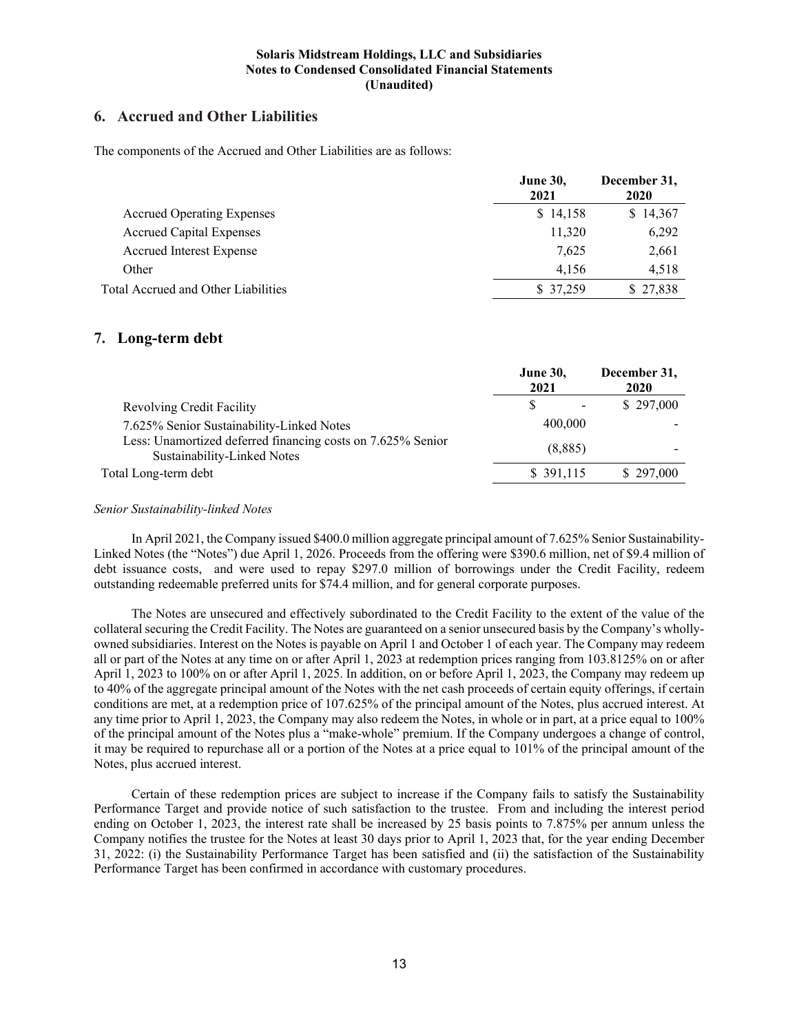## 6. Accrued and Other Liabilities

The components of the Accrued and Other Liabilities are as follows:

| | June 30, 2021 | December 31, 2020 |
|---|---|---|
| Accrued Operating Expenses | $ 14,158 | $ 14,367 |
| Accrued Capital Expenses | 11,320 | 6,292 |
| Accrued Interest Expense | 7,625 | 2,661 |
| Other | 4,156 | 4,518 |
| Total Accrued and Other Liabilities | $ 37,259 | $ 27,838 |

## 7. Long-term debt

| | June 30, 2021 | December 31, 2020 |
|---|---|---|
| Revolving Credit Facility | $ - | $ 297,000 |
| 7.625% Senior Sustainability-Linked Notes | 400,000 | - |
| Less: Unamortized deferred financing costs on 7.625% Senior Sustainability-Linked Notes | (8,885) | - |
| Total Long-term debt | $ 391,115 | $ 297,000 |

*Senior Sustainability-linked Notes*

In April 2021, the Company issued $400.0 million aggregate principal amount of 7.625% Senior Sustainability-Linked Notes (the "Notes") due April 1, 2026. Proceeds from the offering were $390.6 million, net of $9.4 million of debt issuance costs, and were used to repay $297.0 million of borrowings under the Credit Facility, redeem outstanding redeemable preferred units for $74.4 million, and for general corporate purposes.

The Notes are unsecured and effectively subordinated to the Credit Facility to the extent of the value of the collateral securing the Credit Facility. The Notes are guaranteed on a senior unsecured basis by the Company's wholly-owned subsidiaries. Interest on the Notes is payable on April 1 and October 1 of each year. The Company may redeem all or part of the Notes at any time on or after April 1, 2023 at redemption prices ranging from 103.8125% on or after April 1, 2023 to 100% on or after April 1, 2025. In addition, on or before April 1, 2023, the Company may redeem up to 40% of the aggregate principal amount of the Notes with the net cash proceeds of certain equity offerings, if certain conditions are met, at a redemption price of 107.625% of the principal amount of the Notes, plus accrued interest. At any time prior to April 1, 2023, the Company may also redeem the Notes, in whole or in part, at a price equal to 100% of the principal amount of the Notes plus a "make-whole" premium. If the Company undergoes a change of control, it may be required to repurchase all or a portion of the Notes at a price equal to 101% of the principal amount of the Notes, plus accrued interest.

Certain of these redemption prices are subject to increase if the Company fails to satisfy the Sustainability Performance Target and provide notice of such satisfaction to the trustee. From and including the interest period ending on October 1, 2023, the interest rate shall be increased by 25 basis points to 7.875% per annum unless the Company notifies the trustee for the Notes at least 30 days prior to April 1, 2023 that, for the year ending December 31, 2022: (i) the Sustainability Performance Target has been satisfied and (ii) the satisfaction of the Sustainability Performance Target has been confirmed in accordance with customary procedures.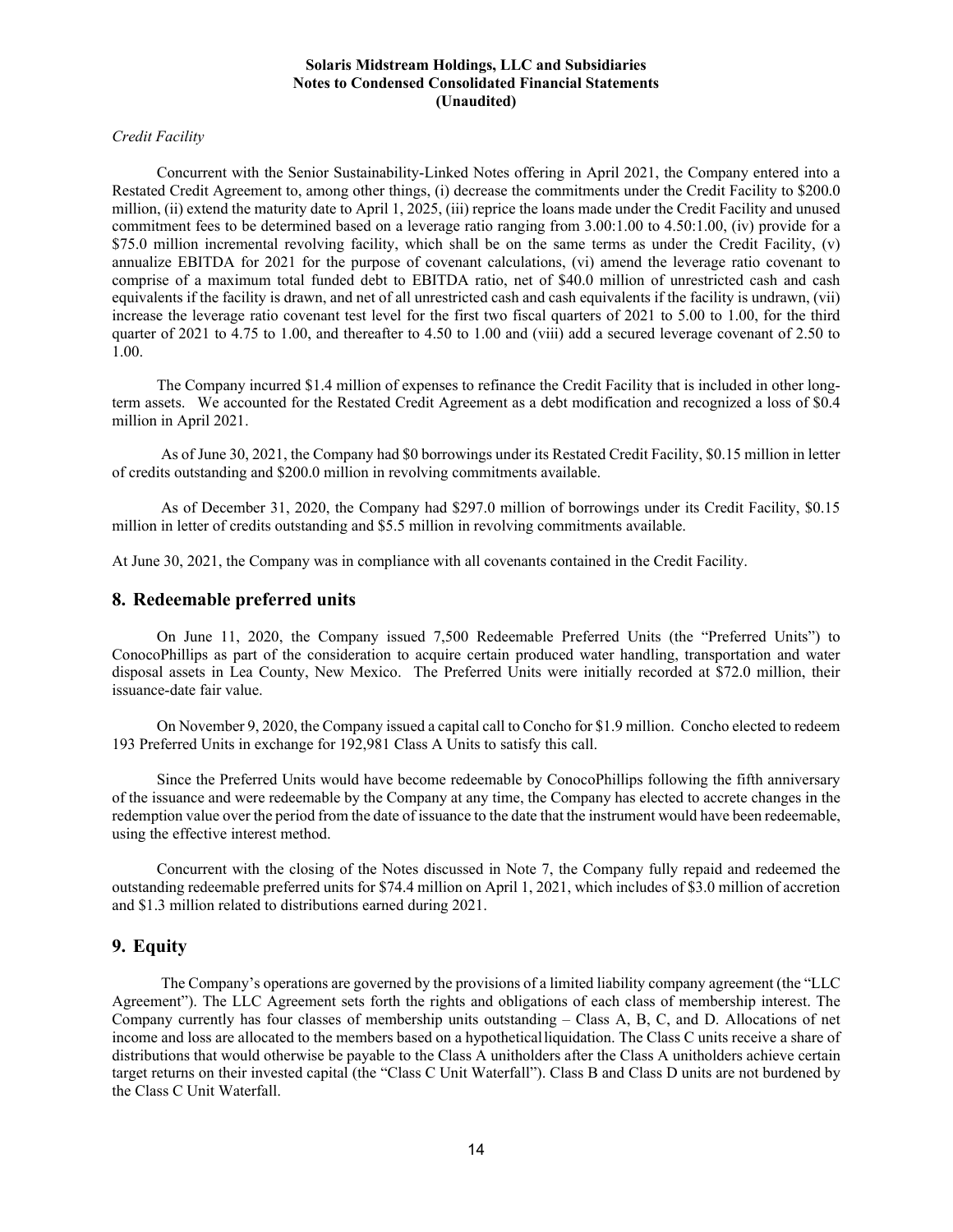*Credit Facility*

Concurrent with the Senior Sustainability-Linked Notes offering in April 2021, the Company entered into a Restated Credit Agreement to, among other things, (i) decrease the commitments under the Credit Facility to $200.0 million, (ii) extend the maturity date to April 1, 2025, (iii) reprice the loans made under the Credit Facility and unused commitment fees to be determined based on a leverage ratio ranging from 3.00:1.00 to 4.50:1.00, (iv) provide for a $75.0 million incremental revolving facility, which shall be on the same terms as under the Credit Facility, (v) annualize EBITDA for 2021 for the purpose of covenant calculations, (vi) amend the leverage ratio covenant to comprise of a maximum total funded debt to EBITDA ratio, net of $40.0 million of unrestricted cash and cash equivalents if the facility is drawn, and net of all unrestricted cash and cash equivalents if the facility is undrawn, (vii) increase the leverage ratio covenant test level for the first two fiscal quarters of 2021 to 5.00 to 1.00, for the third quarter of 2021 to 4.75 to 1.00, and thereafter to 4.50 to 1.00 and (viii) add a secured leverage covenant of 2.50 to 1.00.

The Company incurred $1.4 million of expenses to refinance the Credit Facility that is included in other long-term assets. We accounted for the Restated Credit Agreement as a debt modification and recognized a loss of $0.4 million in April 2021.

As of June 30, 2021, the Company had $0 borrowings under its Restated Credit Facility, $0.15 million in letter of credits outstanding and $200.0 million in revolving commitments available.

As of December 31, 2020, the Company had $297.0 million of borrowings under its Credit Facility, $0.15 million in letter of credits outstanding and $5.5 million in revolving commitments available.

At June 30, 2021, the Company was in compliance with all covenants contained in the Credit Facility.

## 8. Redeemable preferred units

On June 11, 2020, the Company issued 7,500 Redeemable Preferred Units (the "Preferred Units") to ConocoPhillips as part of the consideration to acquire certain produced water handling, transportation and water disposal assets in Lea County, New Mexico. The Preferred Units were initially recorded at $72.0 million, their issuance-date fair value.

On November 9, 2020, the Company issued a capital call to Concho for $1.9 million. Concho elected to redeem 193 Preferred Units in exchange for 192,981 Class A Units to satisfy this call.

Since the Preferred Units would have become redeemable by ConocoPhillips following the fifth anniversary of the issuance and were redeemable by the Company at any time, the Company has elected to accrete changes in the redemption value over the period from the date of issuance to the date that the instrument would have been redeemable, using the effective interest method.

Concurrent with the closing of the Notes discussed in Note 7, the Company fully repaid and redeemed the outstanding redeemable preferred units for $74.4 million on April 1, 2021, which includes of $3.0 million of accretion and $1.3 million related to distributions earned during 2021.

## 9. Equity

The Company's operations are governed by the provisions of a limited liability company agreement (the "LLC Agreement"). The LLC Agreement sets forth the rights and obligations of each class of membership interest. The Company currently has four classes of membership units outstanding – Class A, B, C, and D. Allocations of net income and loss are allocated to the members based on a hypothetical liquidation. The Class C units receive a share of distributions that would otherwise be payable to the Class A unitholders after the Class A unitholders achieve certain target returns on their invested capital (the "Class C Unit Waterfall"). Class B and Class D units are not burdened by the Class C Unit Waterfall.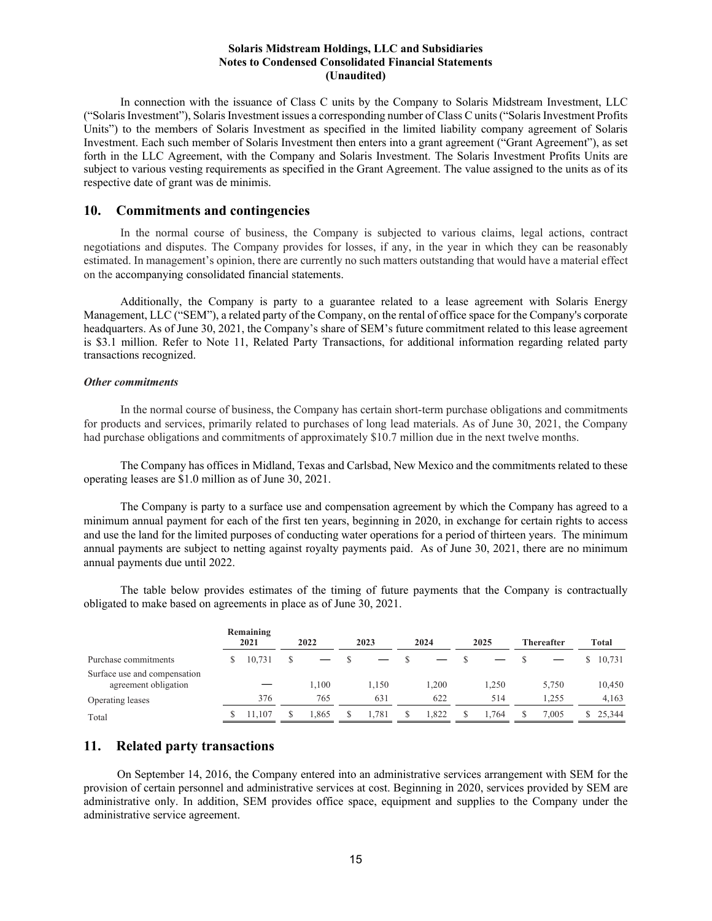In connection with the issuance of Class C units by the Company to Solaris Midstream Investment, LLC ("Solaris Investment"), Solaris Investment issues a corresponding number of Class C units ("Solaris Investment Profits Units") to the members of Solaris Investment as specified in the limited liability company agreement of Solaris Investment. Each such member of Solaris Investment then enters into a grant agreement ("Grant Agreement"), as set forth in the LLC Agreement, with the Company and Solaris Investment. The Solaris Investment Profits Units are subject to various vesting requirements as specified in the Grant Agreement. The value assigned to the units as of its respective date of grant was de minimis.

## 10. Commitments and contingencies

In the normal course of business, the Company is subjected to various claims, legal actions, contract negotiations and disputes. The Company provides for losses, if any, in the year in which they can be reasonably estimated. In management's opinion, there are currently no such matters outstanding that would have a material effect on the accompanying consolidated financial statements.

Additionally, the Company is party to a guarantee related to a lease agreement with Solaris Energy Management, LLC ("SEM"), a related party of the Company, on the rental of office space for the Company's corporate headquarters. As of June 30, 2021, the Company's share of SEM's future commitment related to this lease agreement is $3.1 million. Refer to Note 11, Related Party Transactions, for additional information regarding related party transactions recognized.

### *Other commitments*

In the normal course of business, the Company has certain short-term purchase obligations and commitments for products and services, primarily related to purchases of long lead materials. As of June 30, 2021, the Company had purchase obligations and commitments of approximately $10.7 million due in the next twelve months.

The Company has offices in Midland, Texas and Carlsbad, New Mexico and the commitments related to these operating leases are $1.0 million as of June 30, 2021.

The Company is party to a surface use and compensation agreement by which the Company has agreed to a minimum annual payment for each of the first ten years, beginning in 2020, in exchange for certain rights to access and use the land for the limited purposes of conducting water operations for a period of thirteen years. The minimum annual payments are subject to netting against royalty payments paid. As of June 30, 2021, there are no minimum annual payments due until 2022.

The table below provides estimates of the timing of future payments that the Company is contractually obligated to make based on agreements in place as of June 30, 2021.

| | Remaining 2021 | 2022 | 2023 | 2024 | 2025 | Thereafter | Total |
|---|---|---|---|---|---|---|---|
| Purchase commitments | $ 10,731 | $ — | $ — | $ — | $ — | $ — | $ 10,731 |
| Surface use and compensation agreement obligation | — | 1,100 | 1,150 | 1,200 | 1,250 | 5,750 | 10,450 |
| Operating leases | 376 | 765 | 631 | 622 | 514 | 1,255 | 4,163 |
| Total | $ 11,107 | $ 1,865 | $ 1,781 | $ 1,822 | $ 1,764 | $ 7,005 | $ 25,344 |

## 11. Related party transactions

On September 14, 2016, the Company entered into an administrative services arrangement with SEM for the provision of certain personnel and administrative services at cost. Beginning in 2020, services provided by SEM are administrative only. In addition, SEM provides office space, equipment and supplies to the Company under the administrative service agreement.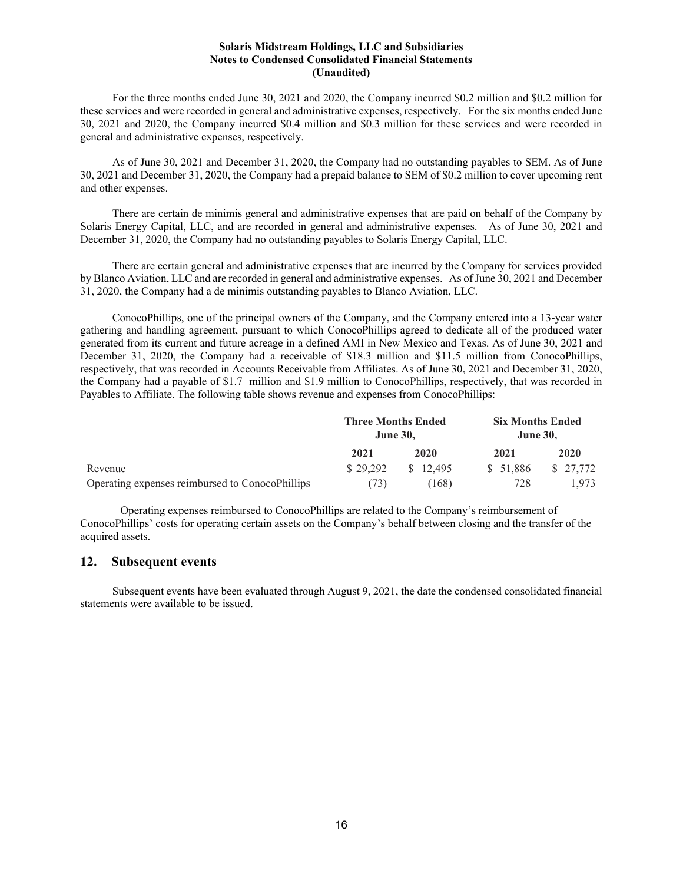For the three months ended June 30, 2021 and 2020, the Company incurred \$0.2 million and \$0.2 million for these services and were recorded in general and administrative expenses, respectively. For the six months ended June 30, 2021 and 2020, the Company incurred \$0.4 million and \$0.3 million for these services and were recorded in general and administrative expenses, respectively.

As of June 30, 2021 and December 31, 2020, the Company had no outstanding payables to SEM. As of June 30, 2021 and December 31, 2020, the Company had a prepaid balance to SEM of \$0.2 million to cover upcoming rent and other expenses.

There are certain de minimis general and administrative expenses that are paid on behalf of the Company by Solaris Energy Capital, LLC, and are recorded in general and administrative expenses. As of June 30, 2021 and December 31, 2020, the Company had no outstanding payables to Solaris Energy Capital, LLC.

There are certain general and administrative expenses that are incurred by the Company for services provided by Blanco Aviation, LLC and are recorded in general and administrative expenses. As of June 30, 2021 and December 31, 2020, the Company had a de minimis outstanding payables to Blanco Aviation, LLC.

ConocoPhillips, one of the principal owners of the Company, and the Company entered into a 13-year water gathering and handling agreement, pursuant to which ConocoPhillips agreed to dedicate all of the produced water generated from its current and future acreage in a defined AMI in New Mexico and Texas. As of June 30, 2021 and December 31, 2020, the Company had a receivable of \$18.3 million and \$11.5 million from ConocoPhillips, respectively, that was recorded in Accounts Receivable from Affiliates. As of June 30, 2021 and December 31, 2020, the Company had a payable of \$1.7 million and \$1.9 million to ConocoPhillips, respectively, that was recorded in Payables to Affiliate. The following table shows revenue and expenses from ConocoPhillips:

| | Three Months Ended June 30, | | Six Months Ended June 30, | |
|---|---|---|---|---|
| | 2021 | 2020 | 2021 | 2020 |
| Revenue | \$ 29,292 | \$ 12,495 | \$ 51,886 | \$ 27,772 |
| Operating expenses reimbursed to ConocoPhillips | (73) | (168) | 728 | 1,973 |

Operating expenses reimbursed to ConocoPhillips are related to the Company's reimbursement of ConocoPhillips' costs for operating certain assets on the Company's behalf between closing and the transfer of the acquired assets.

## 12. Subsequent events

Subsequent events have been evaluated through August 9, 2021, the date the condensed consolidated financial statements were available to be issued.